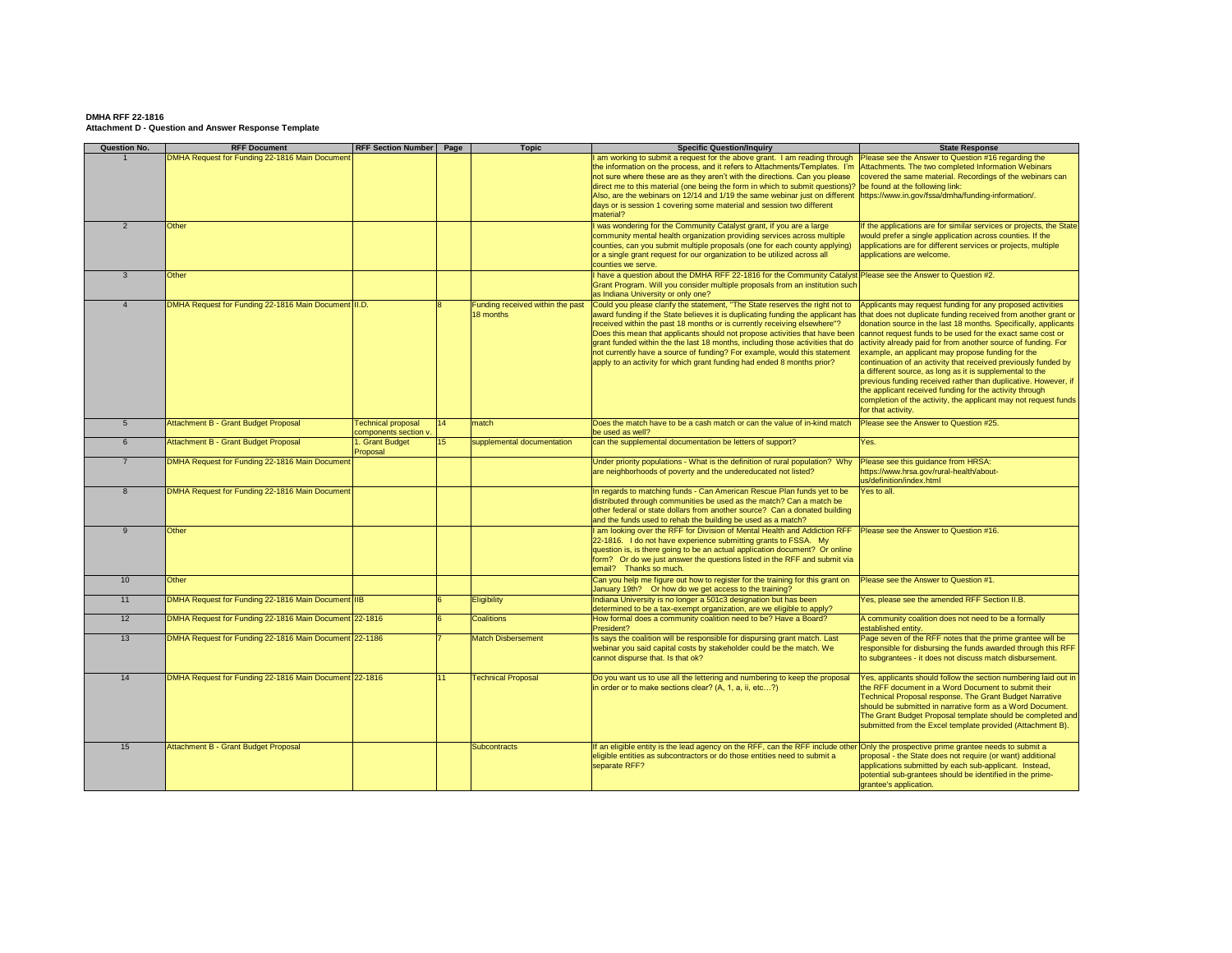**DMHA RFF 22-1816**
**Attachment D - Question and Answer Response Template**

| Question No. | RFF Document | RFF Section Number | Page | Topic | Specific Question/Inquiry | State Response |
|---|---|---|---|---|---|---|
| 1 | DMHA Request for Funding 22-1816 Main Document | | | | I am working to submit a request for the above grant. I am reading through the information on the process, and it refers to Attachments/Templates. I'm not sure where these are as they aren't with the directions. Can you please direct me to this material (one being the form in which to submit questions)? Also, are the webinars on 12/14 and 1/19 the same webinar just on different days or is session 1 covering some material and session two different material? | Please see the Answer to Question #16 regarding the Attachments. The two completed Information Webinars covered the same material. Recordings of the webinars can be found at the following link: https://www.in.gov/fssa/dmha/funding-information/. |
| 2 | Other | | | | I was wondering for the Community Catalyst grant, if you are a large community mental health organization providing services across multiple counties, can you submit multiple proposals (one for each county applying) or a single grant request for our organization to be utilized across all counties we serve. | If the applications are for similar services or projects, the State would prefer a single application across counties. If the applications are for different services or projects, multiple applications are welcome. |
| 3 | Other | | | | I have a question about the DMHA RFF 22-1816 for the Community Catalyst Grant Program. Will you consider multiple proposals from an institution such as Indiana University or only one? | Please see the Answer to Question #2. |
| 4 | DMHA Request for Funding 22-1816 Main Document | II.D. | 8 | Funding received within the past 18 months | Could you please clarify the statement, "The State reserves the right not to award funding if the State believes it is duplicating funding the applicant has received within the past 18 months or is currently receiving elsewhere"? Does this mean that applicants should not propose activities that have been grant funded within the the last 18 months, including those activities that do not currently have a source of funding? For example, would this statement apply to an activity for which grant funding had ended 8 months prior? | Applicants may request funding for any proposed activities that does not duplicate funding received from another grant or donation source in the last 18 months. Specifically, applicants cannot request funds to be used for the exact same cost or activity already paid for from another source of funding. For example, an applicant may propose funding for the continuation of an activity that received previously funded by a different source, as long as it is supplemental to the previous funding received rather than duplicative. However, if the applicant received funding for the activity through completion of the activity, the applicant may not request funds for that activity. |
| 5 | Attachment B - Grant Budget Proposal | Technical proposal components section v. | 14 | match | Does the match have to be a cash match or can the value of in-kind match be used as well? | Please see the Answer to Question #25. |
| 6 | Attachment B - Grant Budget Proposal | 1. Grant Budget Proposal | 15 | supplemental documentation | can the supplemental documentation be letters of support? | Yes. |
| 7 | DMHA Request for Funding 22-1816 Main Document | | | | Under priority populations - What is the definition of rural population? Why are neighborhoods of poverty and the undereducated not listed? | Please see this guidance from HRSA: https://www.hrsa.gov/rural-health/about-us/definition/index.html |
| 8 | DMHA Request for Funding 22-1816 Main Document | | | | In regards to matching funds - Can American Rescue Plan funds yet to be distributed through communities be used as the match? Can a match be other federal or state dollars from another source? Can a donated building and the funds used to rehab the building be used as a match? | Yes to all. |
| 9 | Other | | | | I am looking over the RFF for Division of Mental Health and Addiction RFF 22-1816. I do not have experience submitting grants to FSSA. My question is, is there going to be an actual application document? Or online form? Or do we just answer the questions listed in the RFF and submit via email? Thanks so much. | Please see the Answer to Question #16. |
| 10 | Other | | | | Can you help me figure out how to register for the training for this grant on January 19th? Or how do we get access to the training? | Please see the Answer to Question #1. |
| 11 | DMHA Request for Funding 22-1816 Main Document | IIB | 6 | Eligibility | Indiana University is no longer a 501c3 designation but has been determined to be a tax-exempt organization, are we eligible to apply? | Yes, please see the amended RFF Section II.B. |
| 12 | DMHA Request for Funding 22-1816 Main Document | 22-1816 | 6 | Coalitions | How formal does a community coalition need to be? Have a Board? President? | A community coalition does not need to be a formally established entity. |
| 13 | DMHA Request for Funding 22-1816 Main Document | 22-1186 | 7 | Match Disbersement | Is says the coalition will be responsible for dispursing grant match. Last webinar you said capital costs by stakeholder could be the match. We cannot dispurse that. Is that ok? | Page seven of the RFF notes that the prime grantee will be responsible for disbursing the funds awarded through this RFF to subgrantees - it does not discuss match disbursement. |
| 14 | DMHA Request for Funding 22-1816 Main Document | 22-1816 | 11 | Technical Proposal | Do you want us to use all the lettering and numbering to keep the proposal in order or to make sections clear? (A, 1, a, ii, etc…?) | Yes, applicants should follow the section numbering laid out in the RFF document in a Word Document to submit their Technical Proposal response. The Grant Budget Narrative should be submitted in narrative form as a Word Document. The Grant Budget Proposal template should be completed and submitted from the Excel template provided (Attachment B). |
| 15 | Attachment B - Grant Budget Proposal | | | Subcontracts | If an eligible entity is the lead agency on the RFF, can the RFF include other eligible entities as subcontractors or do those entities need to submit a separate RFF? | Only the prospective prime grantee needs to submit a proposal - the State does not require (or want) additional applications submitted by each sub-applicant. Instead, potential sub-grantees should be identified in the prime-grantee's application. |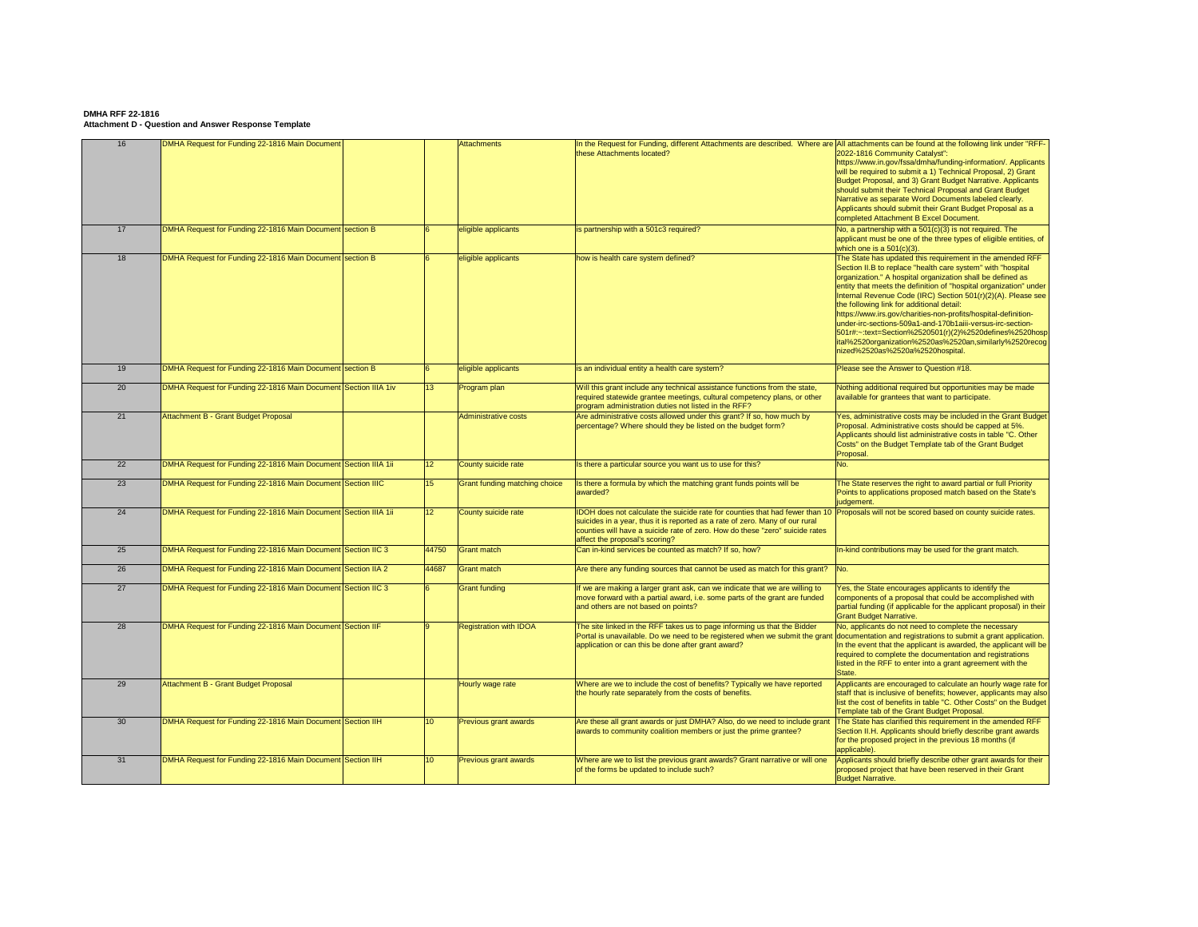**DMHA RFF 22-1816**
**Attachment D - Question and Answer Response Template**

| | | | | | | |
|---|---|---|---|---|---|---|
| 16 | DMHA Request for Funding 22-1816 Main Document | | | Attachments | In the Request for Funding, different Attachments are described. Where are these Attachments located? | All attachments can be found at the following link under "RFF-2022-1816 Community Catalyst": https://www.in.gov/fssa/dmha/funding-information/. Applicants will be required to submit a 1) Technical Proposal, 2) Grant Budget Proposal, and 3) Grant Budget Narrative. Applicants should submit their Technical Proposal and Grant Budget Narrative as separate Word Documents labeled clearly. Applicants should submit their Grant Budget Proposal as a completed Attachment B Excel Document. |
| 17 | DMHA Request for Funding 22-1816 Main Document | section B | 6 | eligible applicants | is partnership with a 501c3 required? | No, a partnership with a 501(c)(3) is not required. The applicant must be one of the three types of eligible entities, of which one is a 501(c)(3). |
| 18 | DMHA Request for Funding 22-1816 Main Document | section B | 6 | eligible applicants | how is health care system defined? | The State has updated this requirement in the amended RFF Section II.B to replace "health care system" with "hospital organization." A hospital organization shall be defined as entity that meets the definition of "hospital organization" under Internal Revenue Code (IRC) Section 501(r)(2)(A). Please see the following link for additional detail: https://www.irs.gov/charities-non-profits/hospital-definition-under-irc-sections-509a1-and-170b1aiii-versus-irc-section-501r#:~:text=Section%2520501(r)(2)%2520defines%2520hospital%2520organization%2520as%2520an,similarly%2520recognized%2520as%2520a%2520hospital. |
| 19 | DMHA Request for Funding 22-1816 Main Document | section B | 6 | eligible applicants | is an individual entity a health care system? | Please see the Answer to Question #18. |
| 20 | DMHA Request for Funding 22-1816 Main Document | Section IIIA 1iv | 13 | Program plan | Will this grant include any technical assistance functions from the state, required statewide grantee meetings, cultural competency plans, or other program administration duties not listed in the RFF? | Nothing additional required but opportunities may be made available for grantees that want to participate. |
| 21 | Attachment B - Grant Budget Proposal | | | Administrative costs | Are administrative costs allowed under this grant? If so, how much by percentage? Where should they be listed on the budget form? | Yes, administrative costs may be included in the Grant Budget Proposal. Administrative costs should be capped at 5%. Applicants should list administrative costs in table "C. Other Costs" on the Budget Template tab of the Grant Budget Proposal. |
| 22 | DMHA Request for Funding 22-1816 Main Document | Section IIIA 1ii | 12 | County suicide rate | Is there a particular source you want us to use for this? | No. |
| 23 | DMHA Request for Funding 22-1816 Main Document | Section IIIC | 15 | Grant funding matching choice | Is there a formula by which the matching grant funds points will be awarded? | The State reserves the right to award partial or full Priority Points to applications proposed match based on the State's judgement. |
| 24 | DMHA Request for Funding 22-1816 Main Document | Section IIIA 1ii | 12 | County suicide rate | IDOH does not calculate the suicide rate for counties that had fewer than 10 suicides in a year, thus it is reported as a rate of zero. Many of our rural counties will have a suicide rate of zero. How do these "zero" suicide rates affect the proposal's scoring? | Proposals will not be scored based on county suicide rates. |
| 25 | DMHA Request for Funding 22-1816 Main Document | Section IIC 3 | 44750 | Grant match | Can in-kind services be counted as match? If so, how? | In-kind contributions may be used for the grant match. |
| 26 | DMHA Request for Funding 22-1816 Main Document | Section IIA 2 | 44687 | Grant match | Are there any funding sources that cannot be used as match for this grant? | No. |
| 27 | DMHA Request for Funding 22-1816 Main Document | Section IIC 3 | 6 | Grant funding | If we are making a larger grant ask, can we indicate that we are willing to move forward with a partial award, i.e. some parts of the grant are funded and others are not based on points? | Yes, the State encourages applicants to identify the components of a proposal that could be accomplished with partial funding (if applicable for the applicant proposal) in their Grant Budget Narrative. |
| 28 | DMHA Request for Funding 22-1816 Main Document | Section IIF | 9 | Registration with IDOA | The site linked in the RFF takes us to page informing us that the Bidder Portal is unavailable. Do we need to be registered when we submit the grant application or can this be done after grant award? | No, applicants do not need to complete the necessary documentation and registrations to submit a grant application. In the event that the applicant is awarded, the applicant will be required to complete the documentation and registrations listed in the RFF to enter into a grant agreement with the State. |
| 29 | Attachment B - Grant Budget Proposal | | | Hourly wage rate | Where are we to include the cost of benefits? Typically we have reported the hourly rate separately from the costs of benefits. | Applicants are encouraged to calculate an hourly wage rate for staff that is inclusive of benefits; however, applicants may also list the cost of benefits in table "C. Other Costs" on the Budget Template tab of the Grant Budget Proposal. |
| 30 | DMHA Request for Funding 22-1816 Main Document | Section IIH | 10 | Previous grant awards | Are these all grant awards or just DMHA? Also, do we need to include grant awards to community coalition members or just the prime grantee? | The State has clarified this requirement in the amended RFF Section II.H. Applicants should briefly describe grant awards for the proposed project in the previous 18 months (if applicable). |
| 31 | DMHA Request for Funding 22-1816 Main Document | Section IIH | 10 | Previous grant awards | Where are we to list the previous grant awards? Grant narrative or will one of the forms be updated to include such? | Applicants should briefly describe other grant awards for their proposed project that have been reserved in their Grant Budget Narrative. |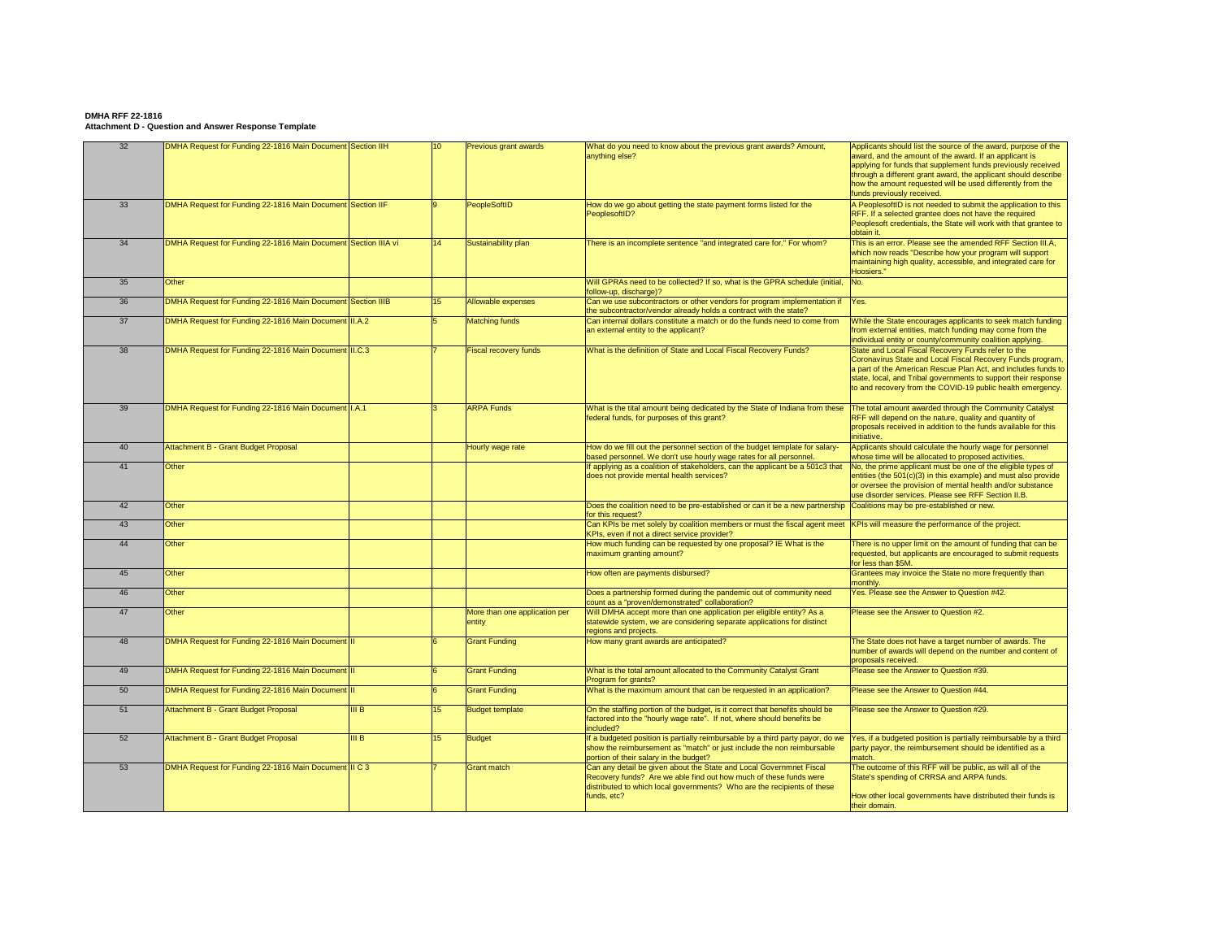**DMHA RFF 22-1816**
**Attachment D - Question and Answer Response Template**

| | | | | | | |
|---|---|---|---|---|---|---|
| 32 | DMHA Request for Funding 22-1816 Main Document | Section IIH | 10 | Previous grant awards | What do you need to know about the previous grant awards? Amount, anything else? | Applicants should list the source of the award, purpose of the award, and the amount of the award. If an applicant is applying for funds that supplement funds previously received through a different grant award, the applicant should describe how the amount requested will be used differently from the funds previously received. |
| 33 | DMHA Request for Funding 22-1816 Main Document | Section IIF | 9 | PeopleSoftID | How do we go about getting the state payment forms listed for the PeoplesoftID? | A PeoplesoftID is not needed to submit the application to this RFF. If a selected grantee does not have the required Peoplesoft credentials, the State will work with that grantee to obtain it. |
| 34 | DMHA Request for Funding 22-1816 Main Document | Section IIIA vi | 14 | Sustainability plan | There is an incomplete sentence "and integrated care for." For whom? | This is an error. Please see the amended RFF Section III.A, which now reads "Describe how your program will support maintaining high quality, accessible, and integrated care for Hoosiers." |
| 35 | Other | | | | Will GPRAs need to be collected? If so, what is the GPRA schedule (initial, follow-up, discharge)? | No. |
| 36 | DMHA Request for Funding 22-1816 Main Document | Section IIIB | 15 | Allowable expenses | Can we use subcontractors or other vendors for program implementation if the subcontractor/vendor already holds a contract with the state? | Yes. |
| 37 | DMHA Request for Funding 22-1816 Main Document | II.A.2 | 5 | Matching funds | Can internal dollars constitute a match or do the funds need to come from an external entity to the applicant? | While the State encourages applicants to seek match funding from external entities, match funding may come from the individual entity or county/community coalition applying. |
| 38 | DMHA Request for Funding 22-1816 Main Document | II.C.3 | 7 | Fiscal recovery funds | What is the definition of State and Local Fiscal Recovery Funds? | State and Local Fiscal Recovery Funds refer to the Coronavirus State and Local Fiscal Recovery Funds program, a part of the American Rescue Plan Act, and includes funds to state, local, and Tribal governments to support their response to and recovery from the COVID-19 public health emergency. |
| 39 | DMHA Request for Funding 22-1816 Main Document | I.A.1 | 3 | ARPA Funds | What is the tital amount being dedicated by the State of Indiana from these federal funds, for purposes of this grant? | The total amount awarded through the Community Catalyst RFF will depend on the nature, quality and quantity of proposals received in addition to the funds available for this initiative. |
| 40 | Attachment B - Grant Budget Proposal | | | Hourly wage rate | How do we fill out the personnel section of the budget template for salary-based personnel. We don't use hourly wage rates for all personnel. | Applicants should calculate the hourly wage for personnel whose time will be allocated to proposed activities. |
| 41 | Other | | | | If applying as a coalition of stakeholders, can the applicant be a 501c3 that does not provide mental health services? | No, the prime applicant must be one of the eligible types of entities (the 501(c)(3) in this example) and must also provide or oversee the provision of mental health and/or substance use disorder services. Please see RFF Section II.B. |
| 42 | Other | | | | Does the coalition need to be pre-established or can it be a new partnership for this request? | Coalitions may be pre-established or new. |
| 43 | Other | | | | Can KPIs be met solely by coalition members or must the fiscal agent meet KPIs, even if not a direct service provider? | KPIs will measure the performance of the project. |
| 44 | Other | | | | How much funding can be requested by one proposal? IE What is the maximum granting amount? | There is no upper limit on the amount of funding that can be requested, but applicants are encouraged to submit requests for less than $5M. |
| 45 | Other | | | | How often are payments disbursed? | Grantees may invoice the State no more frequently than monthly. |
| 46 | Other | | | | Does a partnership formed during the pandemic out of community need count as a "proven/demonstrated" collaboration? | Yes. Please see the Answer to Question #42. |
| 47 | Other | | | More than one application per entity | Will DMHA accept more than one application per eligible entity? As a statewide system, we are considering separate applications for distinct regions and projects. | Please see the Answer to Question #2. |
| 48 | DMHA Request for Funding 22-1816 Main Document | II | 6 | Grant Funding | How many grant awards are anticipated? | The State does not have a target number of awards. The number of awards will depend on the number and content of proposals received. |
| 49 | DMHA Request for Funding 22-1816 Main Document | II | 6 | Grant Funding | What is the total amount allocated to the Community Catalyst Grant Program for grants? | Please see the Answer to Question #39. |
| 50 | DMHA Request for Funding 22-1816 Main Document | II | 6 | Grant Funding | What is the maximum amount that can be requested in an application? | Please see the Answer to Question #44. |
| 51 | Attachment B - Grant Budget Proposal | III B | 15 | Budget template | On the staffing portion of the budget, is it correct that benefits should be factored into the "hourly wage rate". If not, where should benefits be included? | Please see the Answer to Question #29. |
| 52 | Attachment B - Grant Budget Proposal | III B | 15 | Budget | If a budgeted position is partially reimbursable by a third party payor, do we show the reimbursement as "match" or just include the non reimbursable portion of their salary in the budget? | Yes, if a budgeted position is partially reimbursable by a third party payor, the reimbursement should be identified as a match. |
| 53 | DMHA Request for Funding 22-1816 Main Document | II C 3 | 7 | Grant match | Can any detail be given about the State and Local Governmnet Fiscal Recovery funds? Are we able find out how much of these funds were distributed to which local governments? Who are the recipients of these funds, etc? | The outcome of this RFF will be public, as will all of the State's spending of CRRSA and ARPA funds.<br><br>How other local governments have distributed their funds is their domain. |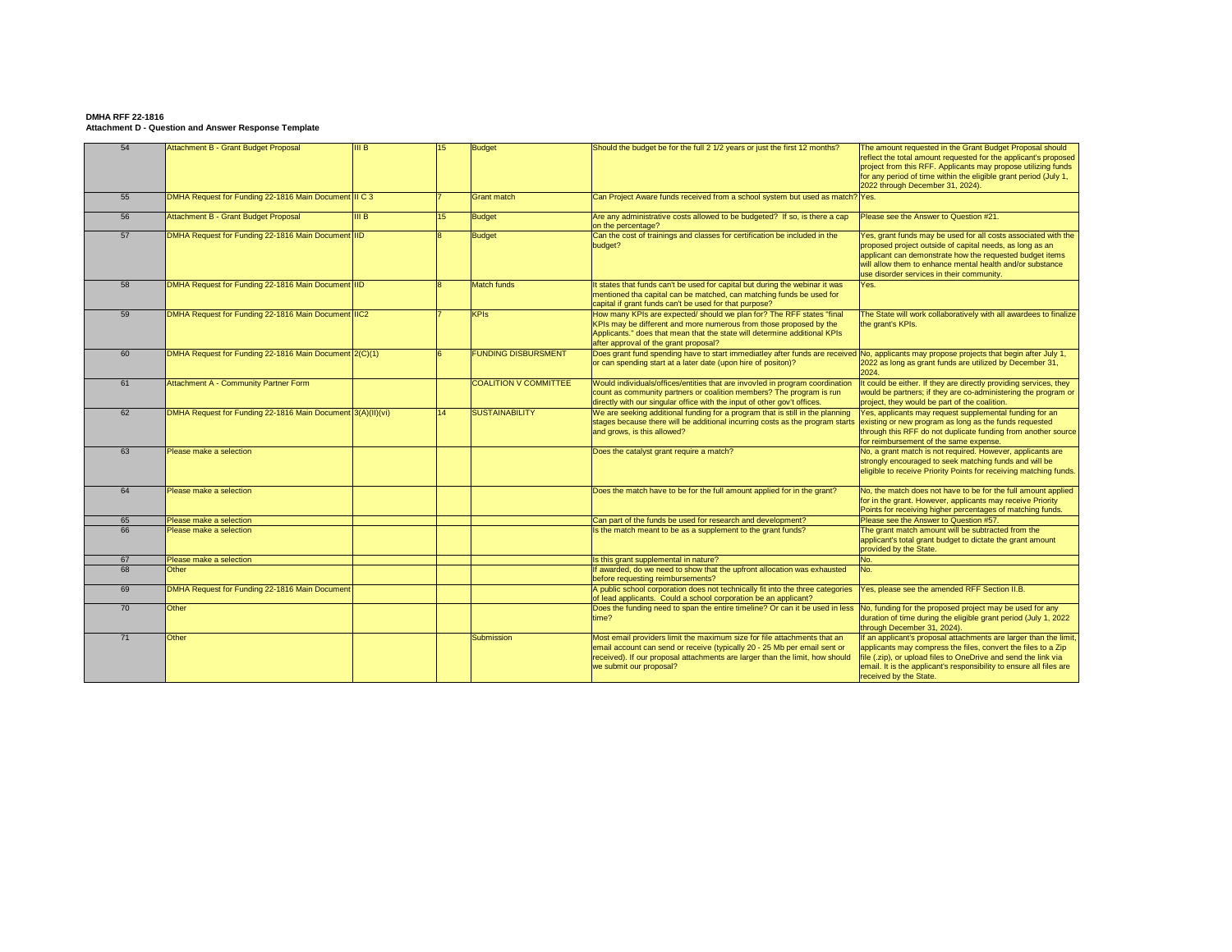**DMHA RFF 22-1816**
**Attachment D - Question and Answer Response Template**

| | | | | | | |
|---|---|---|---|---|---|---|
| 54 | Attachment B - Grant Budget Proposal | III B | 15 | Budget | Should the budget be for the full 2 1/2 years or just the first 12 months? | The amount requested in the Grant Budget Proposal should reflect the total amount requested for the applicant's proposed project from this RFF. Applicants may propose utilizing funds for any period of time within the eligible grant period (July 1, 2022 through December 31, 2024). |
| 55 | DMHA Request for Funding 22-1816 Main Document | II C 3 | 7 | Grant match | Can Project Aware funds received from a school system but used as match? | Yes. |
| 56 | Attachment B - Grant Budget Proposal | III B | 15 | Budget | Are any administrative costs allowed to be budgeted? If so, is there a cap on the percentage? | Please see the Answer to Question #21. |
| 57 | DMHA Request for Funding 22-1816 Main Document | IID | 8 | Budget | Can the cost of trainings and classes for certification be included in the budget? | Yes, grant funds may be used for all costs associated with the proposed project outside of capital needs, as long as an applicant can demonstrate how the requested budget items will allow them to enhance mental health and/or substance use disorder services in their community. |
| 58 | DMHA Request for Funding 22-1816 Main Document | IID | 8 | Match funds | It states that funds can't be used for capital but during the webinar it was mentioned tha capital can be matched, can matching funds be used for capital if grant funds can't be used for that purpose? | Yes. |
| 59 | DMHA Request for Funding 22-1816 Main Document | IIC2 | 7 | KPIs | How many KPIs are expected/ should we plan for? The RFF states "final KPIs may be different and more numerous from those proposed by the Applicants." does that mean that the state will determine additional KPIs after approval of the grant proposal? | The State will work collaboratively with all awardees to finalize the grant's KPIs. |
| 60 | DMHA Request for Funding 22-1816 Main Document | 2(C)(1) | 6 | FUNDING DISBURSMENT | Does grant fund spending have to start immediatley after funds are received or can spending start at a later date (upon hire of positon)? | No, applicants may propose projects that begin after July 1, 2022 as long as grant funds are utilized by December 31, 2024. |
| 61 | Attachment A - Community Partner Form | | | COALITION V COMMITTEE | Would individuals/offices/entities that are invovled in program coordination count as community partners or coalition members? The program is run directly with our singular office with the input of other gov't offices. | It could be either. If they are directly providing services, they would be partners; if they are co-administering the program or project, they would be part of the coalition. |
| 62 | DMHA Request for Funding 22-1816 Main Document | 3(A)(II)(vi) | 14 | SUSTAINABILITY | We are seeking additional funding for a program that is still in the planning stages because there will be additional incurring costs as the program starts and grows, is this allowed? | Yes, applicants may request supplemental funding for an existing or new program as long as the funds requested through this RFF do not duplicate funding from another source for reimbursement of the same expense. |
| 63 | Please make a selection | | | | Does the catalyst grant require a match? | No, a grant match is not required. However, applicants are strongly encouraged to seek matching funds and will be eligible to receive Priority Points for receiving matching funds. |
| 64 | Please make a selection | | | | Does the match have to be for the full amount applied for in the grant? | No, the match does not have to be for the full amount applied for in the grant. However, applicants may receive Priority Points for receiving higher percentages of matching funds. |
| 65 | Please make a selection | | | | Can part of the funds be used for research and development? | Please see the Answer to Question #57. |
| 66 | Please make a selection | | | | Is the match meant to be as a supplement to the grant funds? | The grant match amount will be subtracted from the applicant's total grant budget to dictate the grant amount provided by the State. |
| 67 | Please make a selection | | | | Is this grant supplemental in nature? | No. |
| 68 | Other | | | | If awarded, do we need to show that the upfront allocation was exhausted before requesting reimbursements? | No. |
| 69 | DMHA Request for Funding 22-1816 Main Document | | | | A public school corporation does not technically fit into the three categories of lead applicants. Could a school corporation be an applicant? | Yes, please see the amended RFF Section II.B. |
| 70 | Other | | | | Does the funding need to span the entire timeline? Or can it be used in less time? | No, funding for the proposed project may be used for any duration of time during the eligible grant period (July 1, 2022 through December 31, 2024). |
| 71 | Other | | | Submission | Most email providers limit the maximum size for file attachments that an email account can send or receive (typically 20 - 25 Mb per email sent or received). If our proposal attachments are larger than the limit, how should we submit our proposal? | If an applicant's proposal attachments are larger than the limit, applicants may compress the files, convert the files to a Zip file (.zip), or upload files to OneDrive and send the link via email. It is the applicant's responsibility to ensure all files are received by the State. |